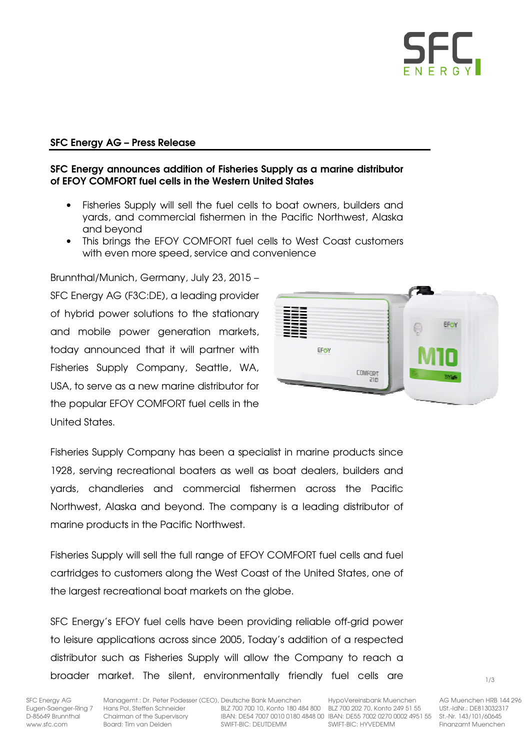**SFC Energy AG – Press Release**

**SFC Energy announces addition of Fisheries Supply as a marine distributor of EFOY COMFORT fuel cells in the Western United States**

- Fisheries Supply will sell the fuel cells to boat owners, builders and yards, and commercial fishermen in the Pacific Northwest, Alaska and beyond
- This brings the EFOY COMFORT fuel cells to West Coast customers with even more speed, service and convenience

Brunnthal/Munich, Germany, July 23, 2015 – SFC Energy AG (F3C:DE), a leading provider of hybrid power solutions to the stationary and mobile power generation markets, today announced that it will partner with Fisheries Supply Company, Seattle, WA, USA, to serve as a new marine distributor for the popular EFOY COMFORT fuel cells in the United States.

Fisheries Supply Company has been a specialist in marine products since 1928, serving recreational boaters as well as boat dealers, builders and yards, chandleries and commercial fishermen across the Pacific Northwest, Alaska and beyond. The company is a leading distributor of marine products in the Pacific Northwest.

Fisheries Supply will sell the full range of EFOY COMFORT fuel cells and fuel cartridges to customers along the West Coast of the United States, one of the largest recreational boat markets on the globe.

SFC Energy's EFOY fuel cells have been providing reliable off-grid power to leisure applications across since 2005, Today's addition of a respected distributor such as Fisheries Supply will allow the Company to reach a broader market. The silent, environmentally friendly fuel cells are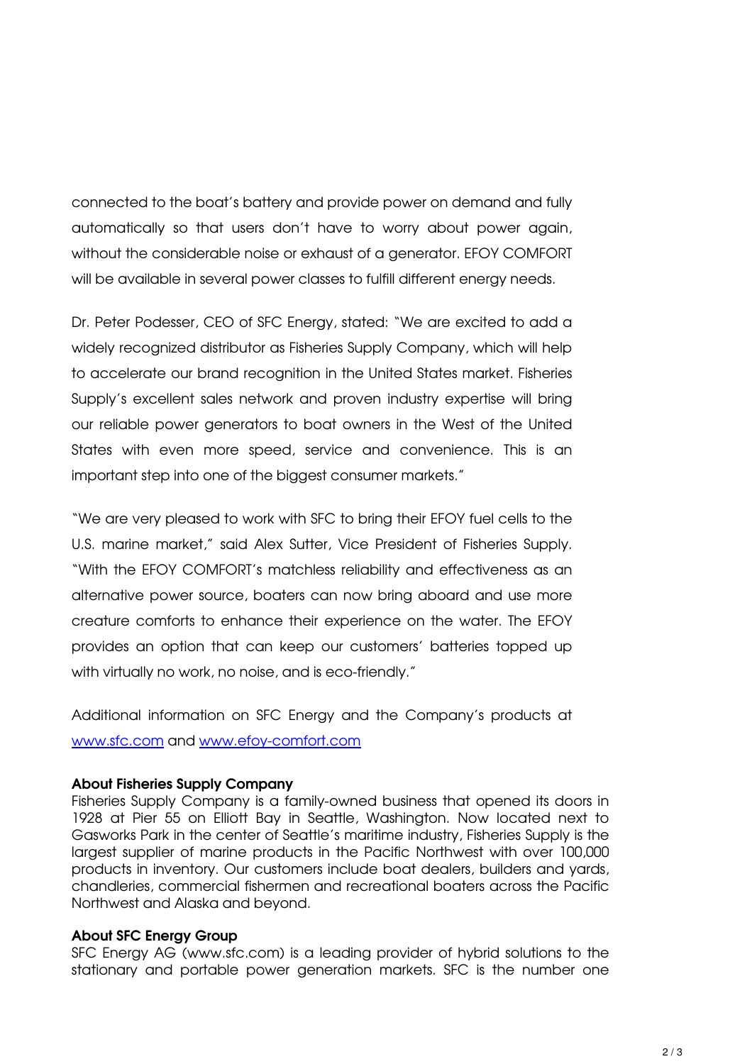connected to the boat's battery and provide power on demand and fully automatically so that users don't have to worry about power again, without the considerable noise or exhaust of a generator. EFOY COMFORT will be available in several power classes to fulfill different energy needs.

Dr. Peter Podesser, CEO of SFC Energy, stated: "We are excited to add a widely recognized distributor as Fisheries Supply Company, which will help to accelerate our brand recognition in the United States market. Fisheries Supply's excellent sales network and proven industry expertise will bring our reliable power generators to boat owners in the West of the United States with even more speed, service and convenience. This is an important step into one of the biggest consumer markets."

"We are very pleased to work with SFC to bring their EFOY fuel cells to the U.S. marine market," said Alex Sutter, Vice President of Fisheries Supply. "With the EFOY COMFORT's matchless reliability and effectiveness as an alternative power source, boaters can now bring aboard and use more creature comforts to enhance their experience on the water. The EFOY provides an option that can keep our customers' batteries topped up with virtually no work, no noise, and is eco-friendly."

Additional information on SFC Energy and the Company's products at [www.sfc.com](http://www.sfc.com) and [www.efoy-comfort.com](http://www.efoy-comfort.com)

**About Fisheries Supply Company**
Fisheries Supply Company is a family-owned business that opened its doors in 1928 at Pier 55 on Elliott Bay in Seattle, Washington. Now located next to Gasworks Park in the center of Seattle's maritime industry, Fisheries Supply is the largest supplier of marine products in the Pacific Northwest with over 100,000 products in inventory. Our customers include boat dealers, builders and yards, chandleries, commercial fishermen and recreational boaters across the Pacific Northwest and Alaska and beyond.

**About SFC Energy Group**
SFC Energy AG (www.sfc.com) is a leading provider of hybrid solutions to the stationary and portable power generation markets. SFC is the number one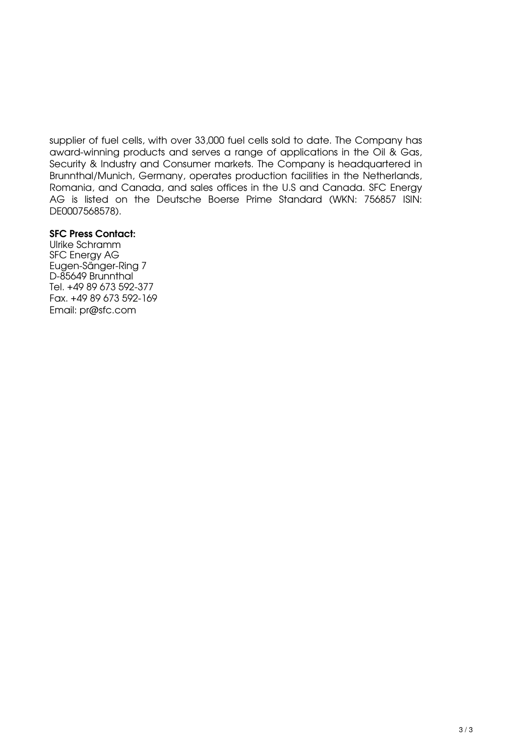supplier of fuel cells, with over 33,000 fuel cells sold to date. The Company has award-winning products and serves a range of applications in the Oil & Gas, Security & Industry and Consumer markets. The Company is headquartered in Brunnthal/Munich, Germany, operates production facilities in the Netherlands, Romania, and Canada, and sales offices in the U.S and Canada. SFC Energy AG is listed on the Deutsche Boerse Prime Standard (WKN: 756857 ISIN: DE0007568578).

**SFC Press Contact:**
Ulrike Schramm
SFC Energy AG
Eugen-Sänger-Ring 7
D-85649 Brunnthal
Tel. +49 89 673 592-377
Fax. +49 89 673 592-169
Email: pr@sfc.com